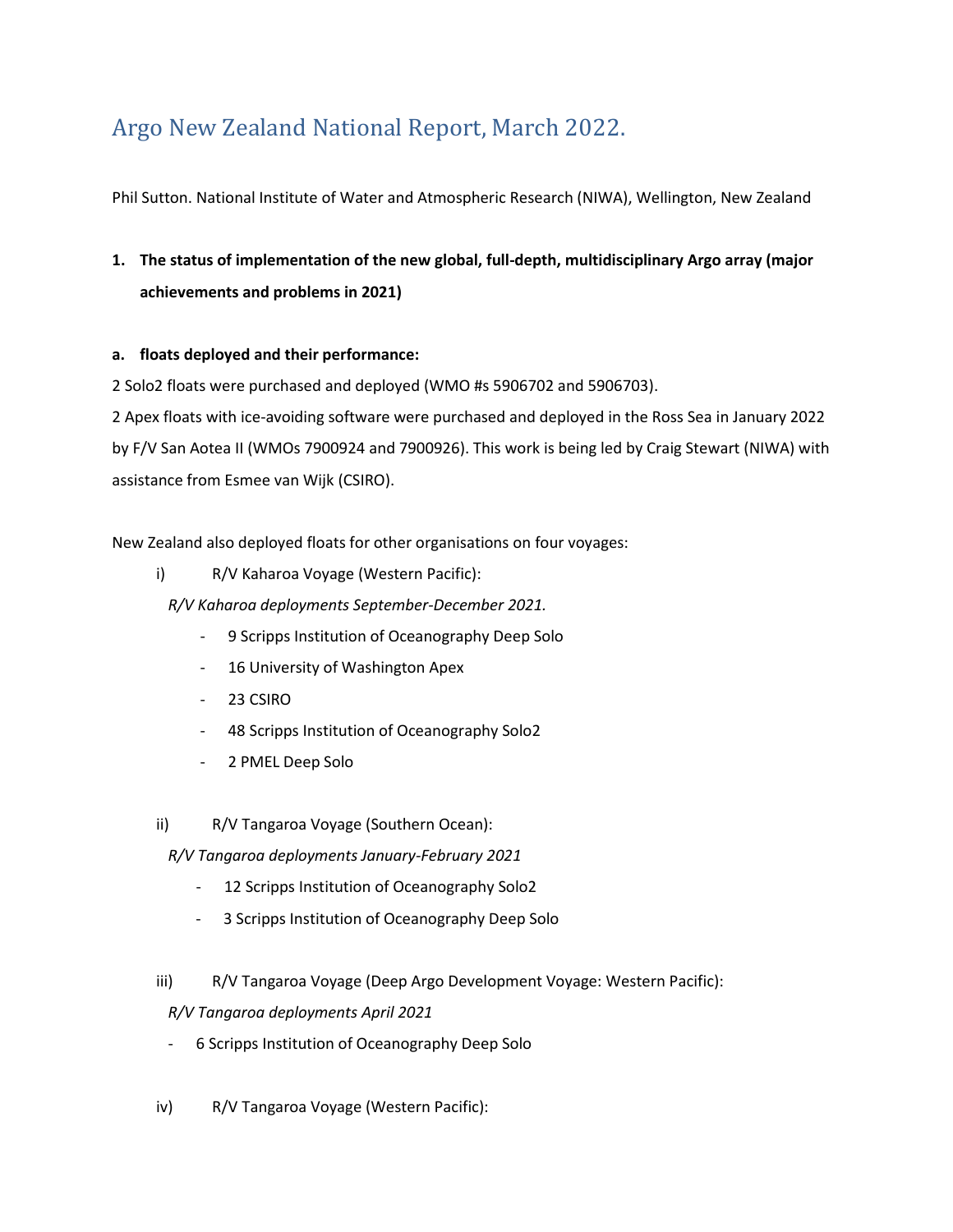# Argo New Zealand National Report, March 2022.

Phil Sutton. National Institute of Water and Atmospheric Research (NIWA), Wellington, New Zealand

**1. The status of implementation of the new global, full-depth, multidisciplinary Argo array (major achievements and problems in 2021)**

**a. floats deployed and their performance:**

2 Solo2 floats were purchased and deployed (WMO #s 5906702 and 5906703).

2 Apex floats with ice-avoiding software were purchased and deployed in the Ross Sea in January 2022 by F/V San Aotea II (WMOs 7900924 and 7900926). This work is being led by Craig Stewart (NIWA) with assistance from Esmee van Wijk (CSIRO).

New Zealand also deployed floats for other organisations on four voyages:

i) R/V Kaharoa Voyage (Western Pacific):

*R/V Kaharoa deployments September-December 2021.*

- 9 Scripps Institution of Oceanography Deep Solo
- 16 University of Washington Apex
- 23 CSIRO
- 48 Scripps Institution of Oceanography Solo2
- 2 PMEL Deep Solo

ii) R/V Tangaroa Voyage (Southern Ocean):

*R/V Tangaroa deployments January-February 2021*

- 12 Scripps Institution of Oceanography Solo2
- 3 Scripps Institution of Oceanography Deep Solo

iii) R/V Tangaroa Voyage (Deep Argo Development Voyage: Western Pacific):

*R/V Tangaroa deployments April 2021*

- 6 Scripps Institution of Oceanography Deep Solo

iv) R/V Tangaroa Voyage (Western Pacific):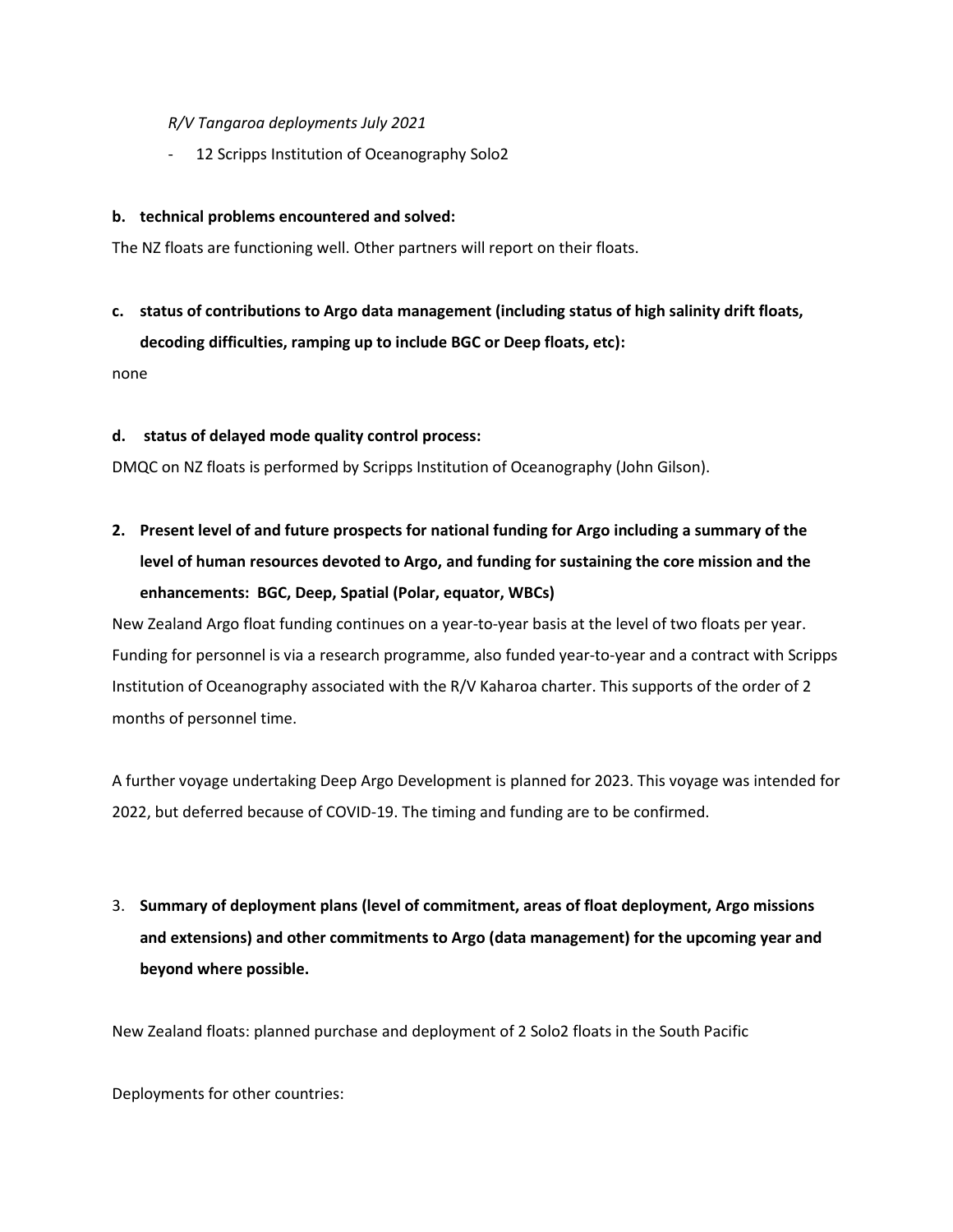*R/V Tangaroa deployments July 2021*

- 12 Scripps Institution of Oceanography Solo2

**b. technical problems encountered and solved:**

The NZ floats are functioning well. Other partners will report on their floats.

**c. status of contributions to Argo data management (including status of high salinity drift floats, decoding difficulties, ramping up to include BGC or Deep floats, etc):**

none

**d. status of delayed mode quality control process:**

DMQC on NZ floats is performed by Scripps Institution of Oceanography (John Gilson).

**2. Present level of and future prospects for national funding for Argo including a summary of the level of human resources devoted to Argo, and funding for sustaining the core mission and the enhancements: BGC, Deep, Spatial (Polar, equator, WBCs)**

New Zealand Argo float funding continues on a year-to-year basis at the level of two floats per year. Funding for personnel is via a research programme, also funded year-to-year and a contract with Scripps Institution of Oceanography associated with the R/V Kaharoa charter. This supports of the order of 2 months of personnel time.

A further voyage undertaking Deep Argo Development is planned for 2023. This voyage was intended for 2022, but deferred because of COVID-19. The timing and funding are to be confirmed.

3. **Summary of deployment plans (level of commitment, areas of float deployment, Argo missions and extensions) and other commitments to Argo (data management) for the upcoming year and beyond where possible.**

New Zealand floats: planned purchase and deployment of 2 Solo2 floats in the South Pacific

Deployments for other countries: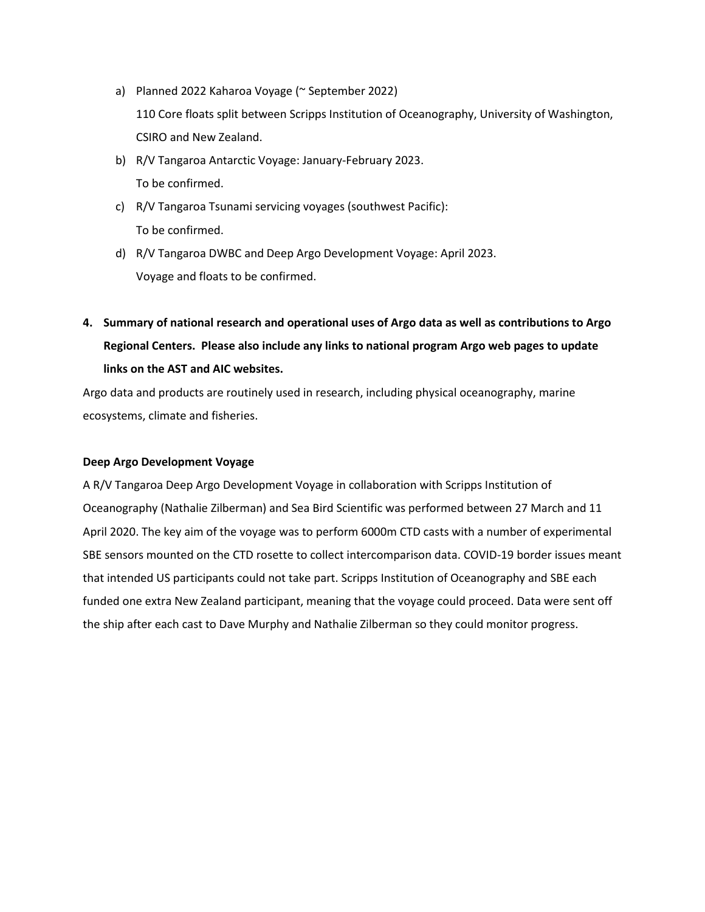a) Planned 2022 Kaharoa Voyage (~ September 2022)

   110 Core floats split between Scripps Institution of Oceanography, University of Washington, CSIRO and New Zealand.

b) R/V Tangaroa Antarctic Voyage: January-February 2023.

   To be confirmed.

c) R/V Tangaroa Tsunami servicing voyages (southwest Pacific):

   To be confirmed.

d) R/V Tangaroa DWBC and Deep Argo Development Voyage: April 2023.

   Voyage and floats to be confirmed.

**4. Summary of national research and operational uses of Argo data as well as contributions to Argo Regional Centers. Please also include any links to national program Argo web pages to update links on the AST and AIC websites.**

Argo data and products are routinely used in research, including physical oceanography, marine ecosystems, climate and fisheries.

**Deep Argo Development Voyage**

A R/V Tangaroa Deep Argo Development Voyage in collaboration with Scripps Institution of Oceanography (Nathalie Zilberman) and Sea Bird Scientific was performed between 27 March and 11 April 2020. The key aim of the voyage was to perform 6000m CTD casts with a number of experimental SBE sensors mounted on the CTD rosette to collect intercomparison data. COVID-19 border issues meant that intended US participants could not take part. Scripps Institution of Oceanography and SBE each funded one extra New Zealand participant, meaning that the voyage could proceed. Data were sent off the ship after each cast to Dave Murphy and Nathalie Zilberman so they could monitor progress.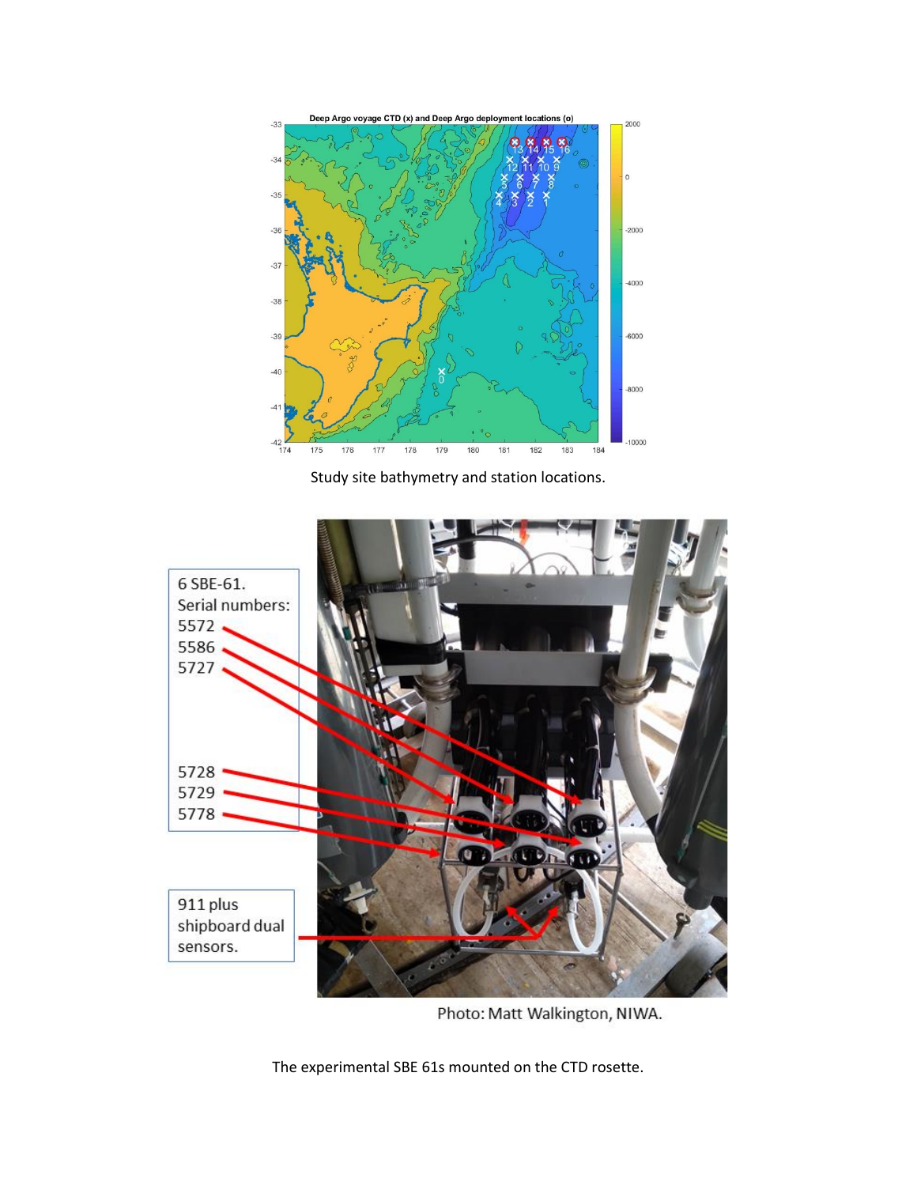Study site bathymetry and station locations.

Photo: Matt Walkington, NIWA.

The experimental SBE 61s mounted on the CTD rosette.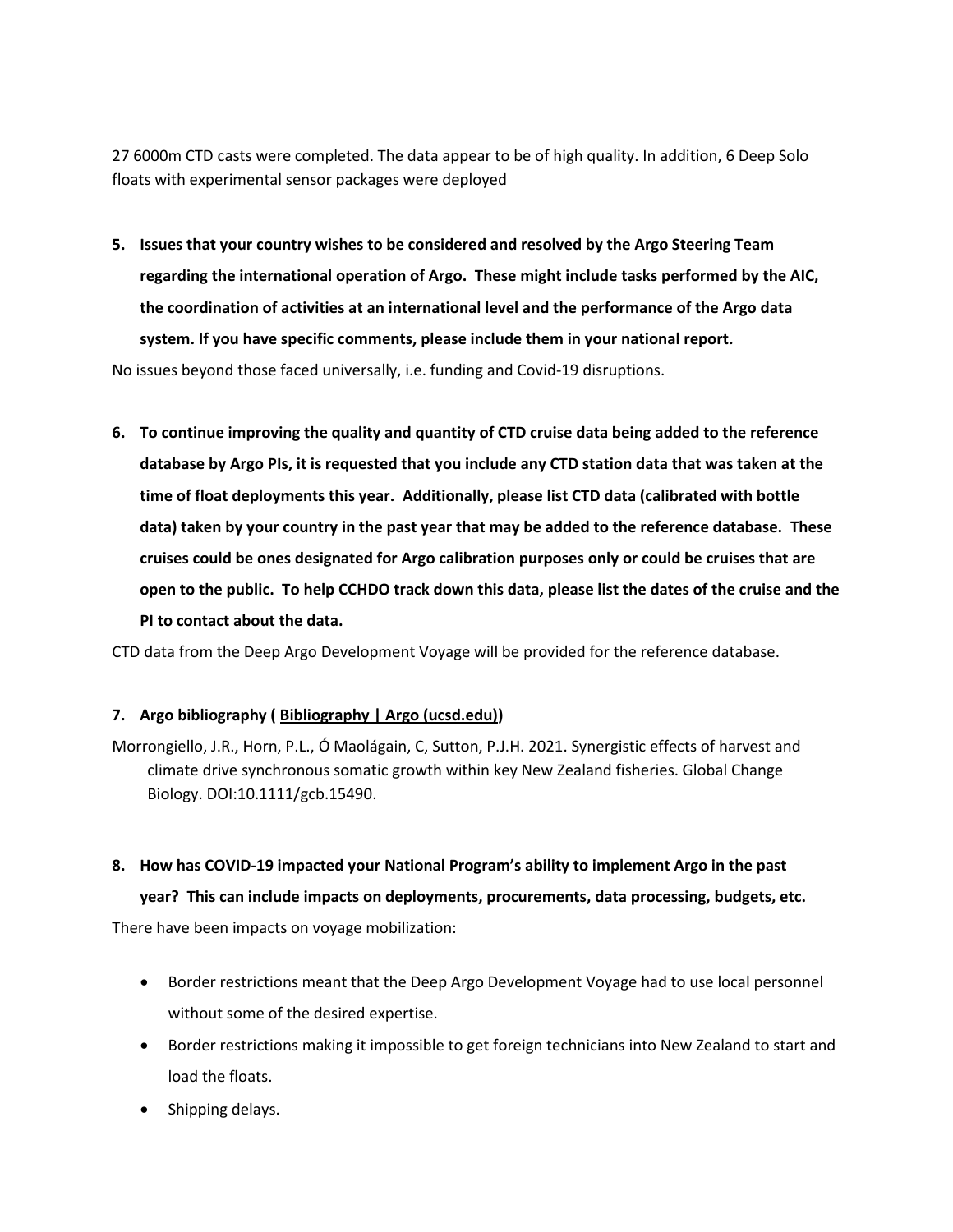27 6000m CTD casts were completed. The data appear to be of high quality. In addition, 6 Deep Solo floats with experimental sensor packages were deployed

5. **Issues that your country wishes to be considered and resolved by the Argo Steering Team regarding the international operation of Argo. These might include tasks performed by the AIC, the coordination of activities at an international level and the performance of the Argo data system. If you have specific comments, please include them in your national report.**

No issues beyond those faced universally, i.e. funding and Covid-19 disruptions.

6. **To continue improving the quality and quantity of CTD cruise data being added to the reference database by Argo PIs, it is requested that you include any CTD station data that was taken at the time of float deployments this year. Additionally, please list CTD data (calibrated with bottle data) taken by your country in the past year that may be added to the reference database. These cruises could be ones designated for Argo calibration purposes only or could be cruises that are open to the public. To help CCHDO track down this data, please list the dates of the cruise and the PI to contact about the data.**

CTD data from the Deep Argo Development Voyage will be provided for the reference database.

7. **Argo bibliography ( Bibliography | Argo (ucsd.edu))**

Morrongiello, J.R., Horn, P.L., Ó Maolágain, C, Sutton, P.J.H. 2021. Synergistic effects of harvest and climate drive synchronous somatic growth within key New Zealand fisheries. Global Change Biology. DOI:10.1111/gcb.15490.

8. **How has COVID-19 impacted your National Program's ability to implement Argo in the past year? This can include impacts on deployments, procurements, data processing, budgets, etc.**

There have been impacts on voyage mobilization:

- Border restrictions meant that the Deep Argo Development Voyage had to use local personnel without some of the desired expertise.
- Border restrictions making it impossible to get foreign technicians into New Zealand to start and load the floats.
- Shipping delays.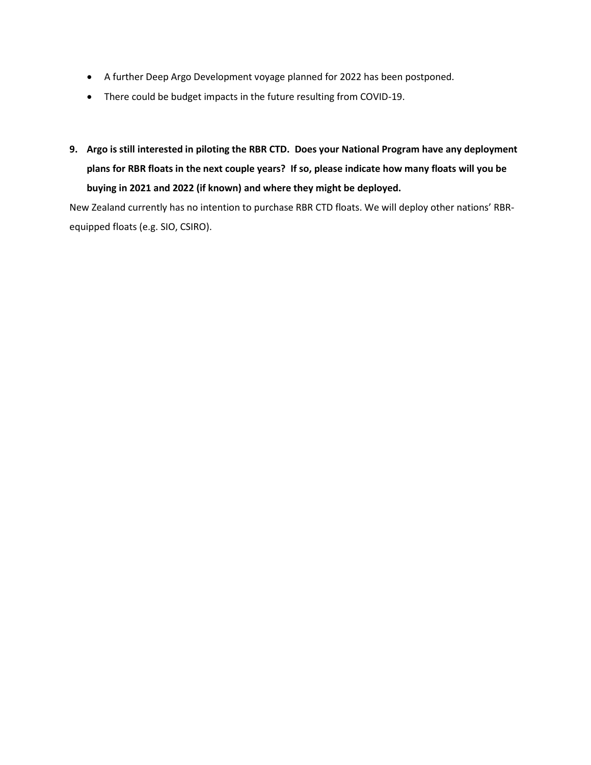- A further Deep Argo Development voyage planned for 2022 has been postponed.
- There could be budget impacts in the future resulting from COVID-19.

**9. Argo is still interested in piloting the RBR CTD. Does your National Program have any deployment plans for RBR floats in the next couple years? If so, please indicate how many floats will you be buying in 2021 and 2022 (if known) and where they might be deployed.**

New Zealand currently has no intention to purchase RBR CTD floats. We will deploy other nations' RBR-equipped floats (e.g. SIO, CSIRO).